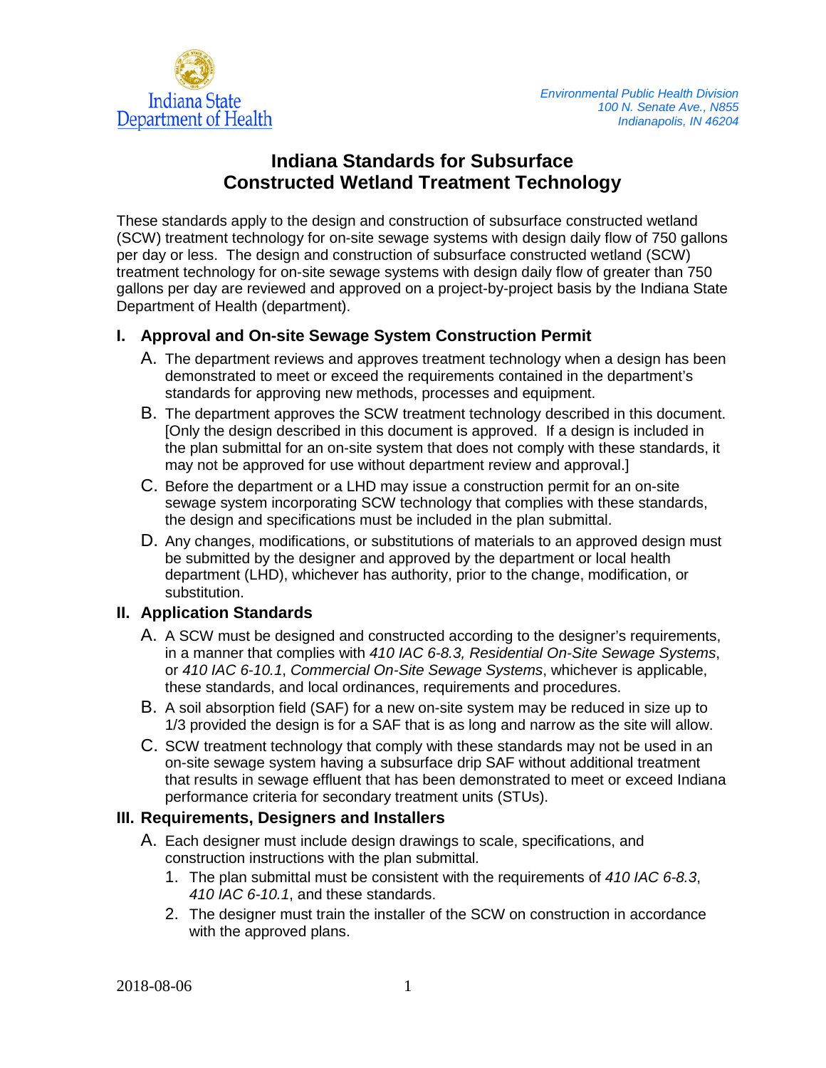Indiana State Department of Health

*Environmental Public Health Division*
*100 N. Senate Ave., N855*
*Indianapolis, IN 46204*

# Indiana Standards for Subsurface Constructed Wetland Treatment Technology

These standards apply to the design and construction of subsurface constructed wetland (SCW) treatment technology for on-site sewage systems with design daily flow of 750 gallons per day or less. The design and construction of subsurface constructed wetland (SCW) treatment technology for on-site sewage systems with design daily flow of greater than 750 gallons per day are reviewed and approved on a project-by-project basis by the Indiana State Department of Health (department).

## I. Approval and On-site Sewage System Construction Permit

A. The department reviews and approves treatment technology when a design has been demonstrated to meet or exceed the requirements contained in the department's standards for approving new methods, processes and equipment.

B. The department approves the SCW treatment technology described in this document. [Only the design described in this document is approved. If a design is included in the plan submittal for an on-site system that does not comply with these standards, it may not be approved for use without department review and approval.]

C. Before the department or a LHD may issue a construction permit for an on-site sewage system incorporating SCW technology that complies with these standards, the design and specifications must be included in the plan submittal.

D. Any changes, modifications, or substitutions of materials to an approved design must be submitted by the designer and approved by the department or local health department (LHD), whichever has authority, prior to the change, modification, or substitution.

## II. Application Standards

A. A SCW must be designed and constructed according to the designer's requirements, in a manner that complies with *410 IAC 6-8.3, Residential On-Site Sewage Systems*, or *410 IAC 6-10.1*, *Commercial On-Site Sewage Systems*, whichever is applicable, these standards, and local ordinances, requirements and procedures.

B. A soil absorption field (SAF) for a new on-site system may be reduced in size up to 1/3 provided the design is for a SAF that is as long and narrow as the site will allow.

C. SCW treatment technology that comply with these standards may not be used in an on-site sewage system having a subsurface drip SAF without additional treatment that results in sewage effluent that has been demonstrated to meet or exceed Indiana performance criteria for secondary treatment units (STUs).

## III. Requirements, Designers and Installers

A. Each designer must include design drawings to scale, specifications, and construction instructions with the plan submittal.

1. The plan submittal must be consistent with the requirements of *410 IAC 6-8.3*, *410 IAC 6-10.1*, and these standards.
2. The designer must train the installer of the SCW on construction in accordance with the approved plans.

2018-08-06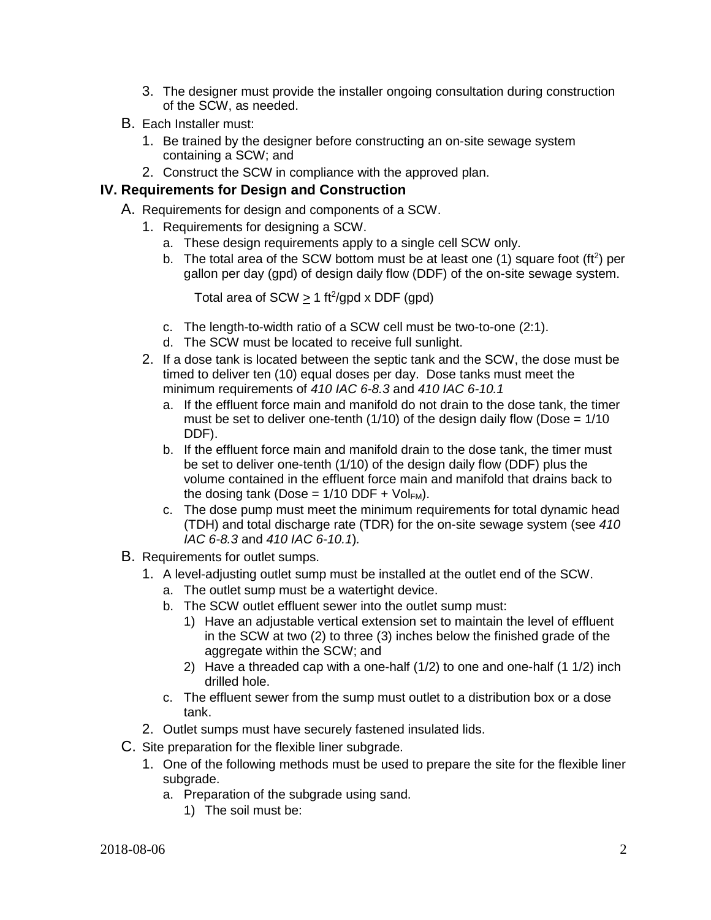3. The designer must provide the installer ongoing consultation during construction of the SCW, as needed.

B. Each Installer must:

1. Be trained by the designer before constructing an on-site sewage system containing a SCW; and
2. Construct the SCW in compliance with the approved plan.

## IV. Requirements for Design and Construction

A. Requirements for design and components of a SCW.

1. Requirements for designing a SCW.
   a. These design requirements apply to a single cell SCW only.
   b. The total area of the SCW bottom must be at least one (1) square foot ($ft^2$) per gallon per day (gpd) of design daily flow (DDF) of the on-site sewage system.

      Total area of SCW $\geq$ 1 $ft^2$/gpd x DDF (gpd)

   c. The length-to-width ratio of a SCW cell must be two-to-one (2:1).
   d. The SCW must be located to receive full sunlight.
2. If a dose tank is located between the septic tank and the SCW, the dose must be timed to deliver ten (10) equal doses per day. Dose tanks must meet the minimum requirements of *410 IAC 6-8.3* and *410 IAC 6-10.1*
   a. If the effluent force main and manifold do not drain to the dose tank, the timer must be set to deliver one-tenth (1/10) of the design daily flow (Dose = 1/10 DDF).
   b. If the effluent force main and manifold drain to the dose tank, the timer must be set to deliver one-tenth (1/10) of the design daily flow (DDF) plus the volume contained in the effluent force main and manifold that drains back to the dosing tank (Dose = 1/10 DDF + $Vol_{FM}$).
   c. The dose pump must meet the minimum requirements for total dynamic head (TDH) and total discharge rate (TDR) for the on-site sewage system (see *410 IAC 6-8.3* and *410 IAC 6-10.1*).

B. Requirements for outlet sumps.

1. A level-adjusting outlet sump must be installed at the outlet end of the SCW.
   a. The outlet sump must be a watertight device.
   b. The SCW outlet effluent sewer into the outlet sump must:
      1) Have an adjustable vertical extension set to maintain the level of effluent in the SCW at two (2) to three (3) inches below the finished grade of the aggregate within the SCW; and
      2) Have a threaded cap with a one-half (1/2) to one and one-half (1 1/2) inch drilled hole.
   c. The effluent sewer from the sump must outlet to a distribution box or a dose tank.
2. Outlet sumps must have securely fastened insulated lids.

C. Site preparation for the flexible liner subgrade.

1. One of the following methods must be used to prepare the site for the flexible liner subgrade.
   a. Preparation of the subgrade using sand.
      1) The soil must be: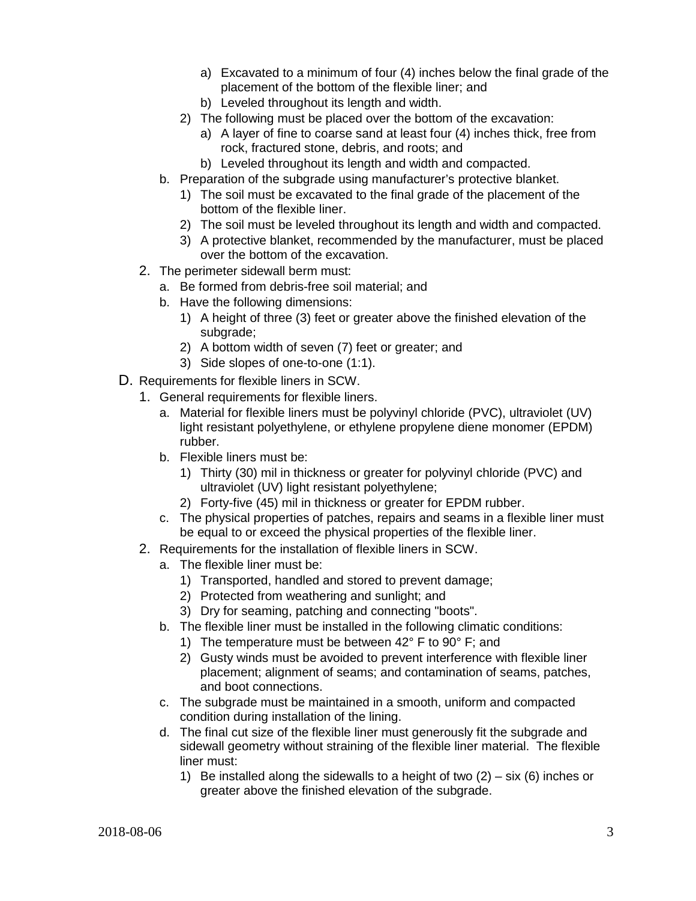- a) Excavated to a minimum of four (4) inches below the final grade of the placement of the bottom of the flexible liner; and
   - b) Leveled throughout its length and width.
   2) The following must be placed over the bottom of the excavation:
      - a) A layer of fine to coarse sand at least four (4) inches thick, free from rock, fractured stone, debris, and roots; and
      - b) Leveled throughout its length and width and compacted.

   b. Preparation of the subgrade using manufacturer's protective blanket.
      1) The soil must be excavated to the final grade of the placement of the bottom of the flexible liner.
      2) The soil must be leveled throughout its length and width and compacted.
      3) A protective blanket, recommended by the manufacturer, must be placed over the bottom of the excavation.

2. The perimeter sidewall berm must:
   a. Be formed from debris-free soil material; and
   b. Have the following dimensions:
      1) A height of three (3) feet or greater above the finished elevation of the subgrade;
      2) A bottom width of seven (7) feet or greater; and
      3) Side slopes of one-to-one (1:1).

D. Requirements for flexible liners in SCW.

1. General requirements for flexible liners.
   a. Material for flexible liners must be polyvinyl chloride (PVC), ultraviolet (UV) light resistant polyethylene, or ethylene propylene diene monomer (EPDM) rubber.
   b. Flexible liners must be:
      1) Thirty (30) mil in thickness or greater for polyvinyl chloride (PVC) and ultraviolet (UV) light resistant polyethylene;
      2) Forty-five (45) mil in thickness or greater for EPDM rubber.
   c. The physical properties of patches, repairs and seams in a flexible liner must be equal to or exceed the physical properties of the flexible liner.

2. Requirements for the installation of flexible liners in SCW.
   a. The flexible liner must be:
      1) Transported, handled and stored to prevent damage;
      2) Protected from weathering and sunlight; and
      3) Dry for seaming, patching and connecting "boots".
   b. The flexible liner must be installed in the following climatic conditions:
      1) The temperature must be between 42° F to 90° F; and
      2) Gusty winds must be avoided to prevent interference with flexible liner placement; alignment of seams; and contamination of seams, patches, and boot connections.
   c. The subgrade must be maintained in a smooth, uniform and compacted condition during installation of the lining.
   d. The final cut size of the flexible liner must generously fit the subgrade and sidewall geometry without straining of the flexible liner material. The flexible liner must:
      1) Be installed along the sidewalls to a height of two (2) – six (6) inches or greater above the finished elevation of the subgrade.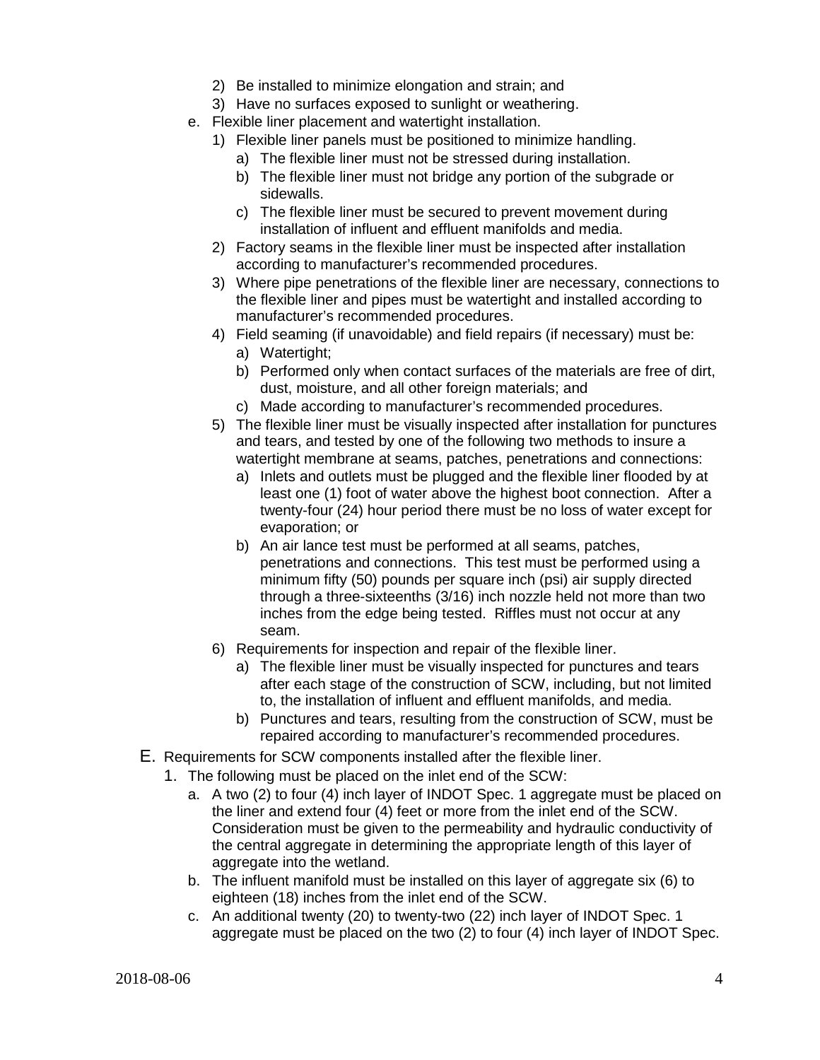2) Be installed to minimize elongation and strain; and
3) Have no surfaces exposed to sunlight or weathering.

e. Flexible liner placement and watertight installation.
   1) Flexible liner panels must be positioned to minimize handling.
      a) The flexible liner must not be stressed during installation.
      b) The flexible liner must not bridge any portion of the subgrade or sidewalls.
      c) The flexible liner must be secured to prevent movement during installation of influent and effluent manifolds and media.
   2) Factory seams in the flexible liner must be inspected after installation according to manufacturer's recommended procedures.
   3) Where pipe penetrations of the flexible liner are necessary, connections to the flexible liner and pipes must be watertight and installed according to manufacturer's recommended procedures.
   4) Field seaming (if unavoidable) and field repairs (if necessary) must be:
      a) Watertight;
      b) Performed only when contact surfaces of the materials are free of dirt, dust, moisture, and all other foreign materials; and
      c) Made according to manufacturer's recommended procedures.
   5) The flexible liner must be visually inspected after installation for punctures and tears, and tested by one of the following two methods to insure a watertight membrane at seams, patches, penetrations and connections:
      a) Inlets and outlets must be plugged and the flexible liner flooded by at least one (1) foot of water above the highest boot connection. After a twenty-four (24) hour period there must be no loss of water except for evaporation; or
      b) An air lance test must be performed at all seams, patches, penetrations and connections. This test must be performed using a minimum fifty (50) pounds per square inch (psi) air supply directed through a three-sixteenths (3/16) inch nozzle held not more than two inches from the edge being tested. Riffles must not occur at any seam.
   6) Requirements for inspection and repair of the flexible liner.
      a) The flexible liner must be visually inspected for punctures and tears after each stage of the construction of SCW, including, but not limited to, the installation of influent and effluent manifolds, and media.
      b) Punctures and tears, resulting from the construction of SCW, must be repaired according to manufacturer's recommended procedures.

E. Requirements for SCW components installed after the flexible liner.
   1. The following must be placed on the inlet end of the SCW:
      a. A two (2) to four (4) inch layer of INDOT Spec. 1 aggregate must be placed on the liner and extend four (4) feet or more from the inlet end of the SCW. Consideration must be given to the permeability and hydraulic conductivity of the central aggregate in determining the appropriate length of this layer of aggregate into the wetland.
      b. The influent manifold must be installed on this layer of aggregate six (6) to eighteen (18) inches from the inlet end of the SCW.
      c. An additional twenty (20) to twenty-two (22) inch layer of INDOT Spec. 1 aggregate must be placed on the two (2) to four (4) inch layer of INDOT Spec.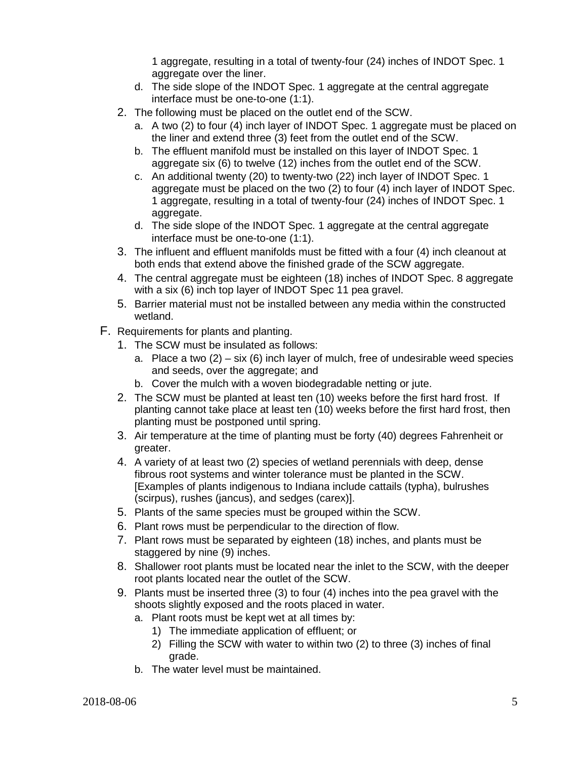1 aggregate, resulting in a total of twenty-four (24) inches of INDOT Spec. 1 aggregate over the liner.

   d. The side slope of the INDOT Spec. 1 aggregate at the central aggregate interface must be one-to-one (1:1).

2. The following must be placed on the outlet end of the SCW.
   a. A two (2) to four (4) inch layer of INDOT Spec. 1 aggregate must be placed on the liner and extend three (3) feet from the outlet end of the SCW.
   b. The effluent manifold must be installed on this layer of INDOT Spec. 1 aggregate six (6) to twelve (12) inches from the outlet end of the SCW.
   c. An additional twenty (20) to twenty-two (22) inch layer of INDOT Spec. 1 aggregate must be placed on the two (2) to four (4) inch layer of INDOT Spec. 1 aggregate, resulting in a total of twenty-four (24) inches of INDOT Spec. 1 aggregate.
   d. The side slope of the INDOT Spec. 1 aggregate at the central aggregate interface must be one-to-one (1:1).
3. The influent and effluent manifolds must be fitted with a four (4) inch cleanout at both ends that extend above the finished grade of the SCW aggregate.
4. The central aggregate must be eighteen (18) inches of INDOT Spec. 8 aggregate with a six (6) inch top layer of INDOT Spec 11 pea gravel.
5. Barrier material must not be installed between any media within the constructed wetland.

F. Requirements for plants and planting.

1. The SCW must be insulated as follows:
   a. Place a two (2) – six (6) inch layer of mulch, free of undesirable weed species and seeds, over the aggregate; and
   b. Cover the mulch with a woven biodegradable netting or jute.
2. The SCW must be planted at least ten (10) weeks before the first hard frost. If planting cannot take place at least ten (10) weeks before the first hard frost, then planting must be postponed until spring.
3. Air temperature at the time of planting must be forty (40) degrees Fahrenheit or greater.
4. A variety of at least two (2) species of wetland perennials with deep, dense fibrous root systems and winter tolerance must be planted in the SCW. [Examples of plants indigenous to Indiana include cattails (typha), bulrushes (scirpus), rushes (jancus), and sedges (carex)].
5. Plants of the same species must be grouped within the SCW.
6. Plant rows must be perpendicular to the direction of flow.
7. Plant rows must be separated by eighteen (18) inches, and plants must be staggered by nine (9) inches.
8. Shallower root plants must be located near the inlet to the SCW, with the deeper root plants located near the outlet of the SCW.
9. Plants must be inserted three (3) to four (4) inches into the pea gravel with the shoots slightly exposed and the roots placed in water.
   a. Plant roots must be kept wet at all times by:
      1) The immediate application of effluent; or
      2) Filling the SCW with water to within two (2) to three (3) inches of final grade.
   b. The water level must be maintained.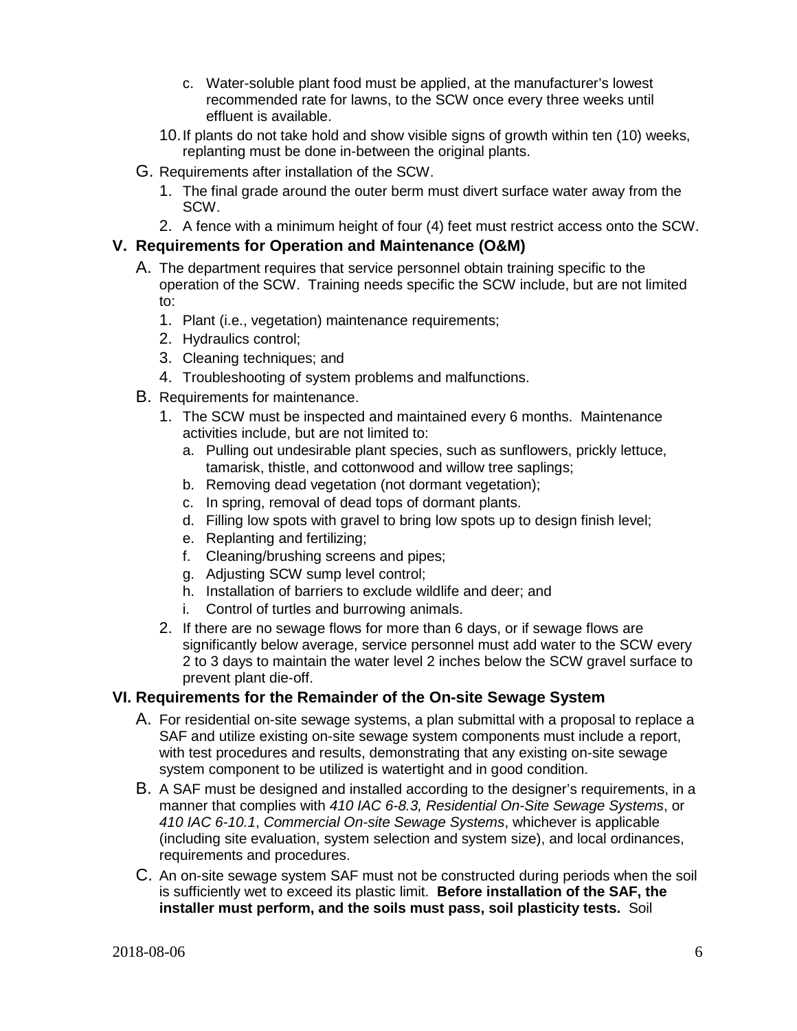c. Water-soluble plant food must be applied, at the manufacturer's lowest recommended rate for lawns, to the SCW once every three weeks until effluent is available.

10. If plants do not take hold and show visible signs of growth within ten (10) weeks, replanting must be done in-between the original plants.

G. Requirements after installation of the SCW.

1. The final grade around the outer berm must divert surface water away from the SCW.
2. A fence with a minimum height of four (4) feet must restrict access onto the SCW.

## V. Requirements for Operation and Maintenance (O&M)

A. The department requires that service personnel obtain training specific to the operation of the SCW. Training needs specific the SCW include, but are not limited to:

1. Plant (i.e., vegetation) maintenance requirements;
2. Hydraulics control;
3. Cleaning techniques; and
4. Troubleshooting of system problems and malfunctions.

B. Requirements for maintenance.

1. The SCW must be inspected and maintained every 6 months. Maintenance activities include, but are not limited to:
   a. Pulling out undesirable plant species, such as sunflowers, prickly lettuce, tamarisk, thistle, and cottonwood and willow tree saplings;
   b. Removing dead vegetation (not dormant vegetation);
   c. In spring, removal of dead tops of dormant plants.
   d. Filling low spots with gravel to bring low spots up to design finish level;
   e. Replanting and fertilizing;
   f. Cleaning/brushing screens and pipes;
   g. Adjusting SCW sump level control;
   h. Installation of barriers to exclude wildlife and deer; and
   i. Control of turtles and burrowing animals.
2. If there are no sewage flows for more than 6 days, or if sewage flows are significantly below average, service personnel must add water to the SCW every 2 to 3 days to maintain the water level 2 inches below the SCW gravel surface to prevent plant die-off.

## VI. Requirements for the Remainder of the On-site Sewage System

A. For residential on-site sewage systems, a plan submittal with a proposal to replace a SAF and utilize existing on-site sewage system components must include a report, with test procedures and results, demonstrating that any existing on-site sewage system component to be utilized is watertight and in good condition.

B. A SAF must be designed and installed according to the designer's requirements, in a manner that complies with *410 IAC 6-8.3, Residential On-Site Sewage Systems*, or *410 IAC 6-10.1*, *Commercial On-site Sewage Systems*, whichever is applicable (including site evaluation, system selection and system size), and local ordinances, requirements and procedures.

C. An on-site sewage system SAF must not be constructed during periods when the soil is sufficiently wet to exceed its plastic limit. **Before installation of the SAF, the installer must perform, and the soils must pass, soil plasticity tests.** Soil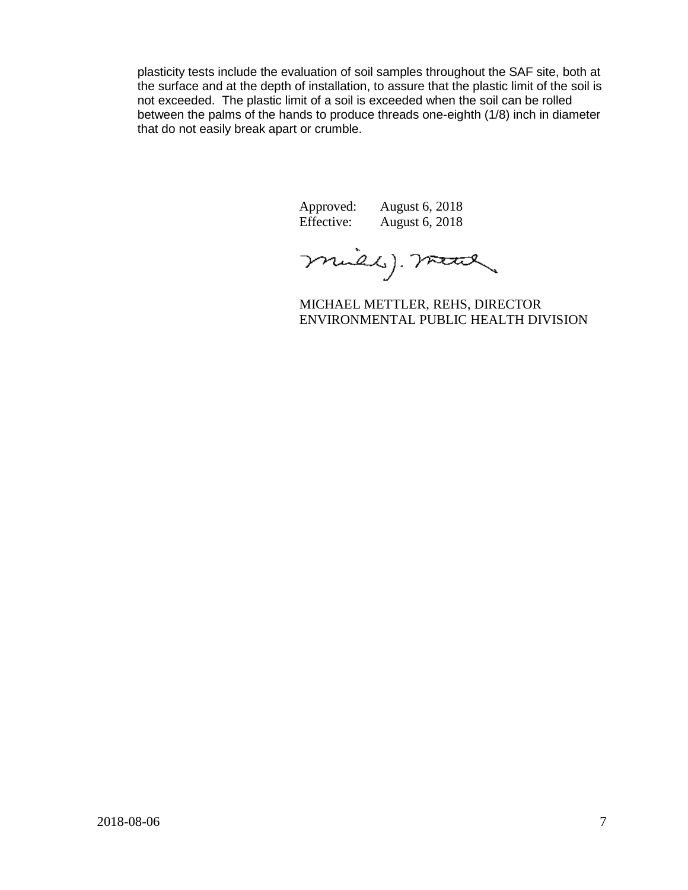plasticity tests include the evaluation of soil samples throughout the SAF site, both at the surface and at the depth of installation, to assure that the plastic limit of the soil is not exceeded. The plastic limit of a soil is exceeded when the soil can be rolled between the palms of the hands to produce threads one-eighth (1/8) inch in diameter that do not easily break apart or crumble.

Approved: August 6, 2018
Effective: August 6, 2018

MICHAEL METTLER, REHS, DIRECTOR
ENVIRONMENTAL PUBLIC HEALTH DIVISION

2018-08-06